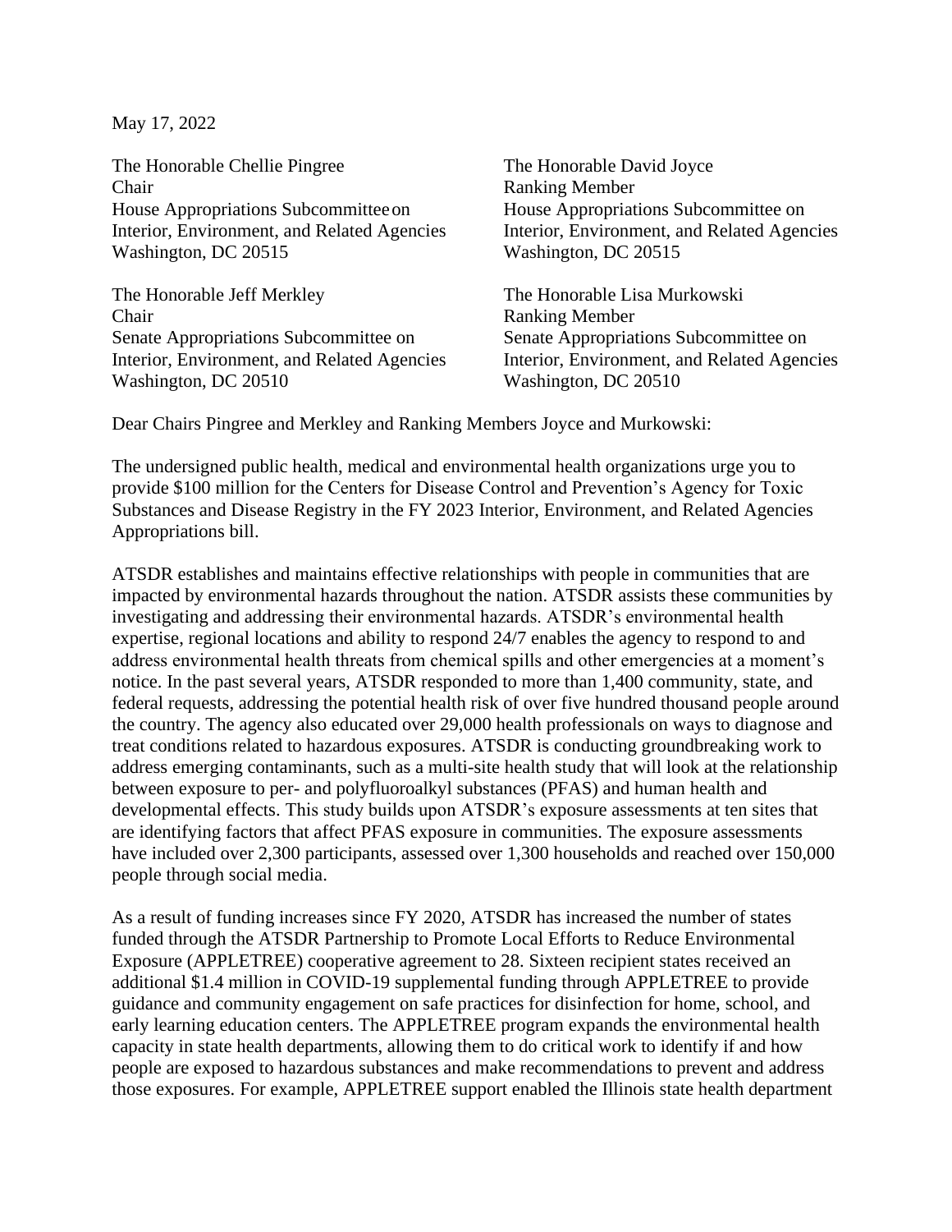May 17, 2022

The Honorable Chellie Pingree
Chair
House Appropriations Subcommittee on Interior, Environment, and Related Agencies
Washington, DC 20515

The Honorable David Joyce
Ranking Member
House Appropriations Subcommittee on Interior, Environment, and Related Agencies
Washington, DC 20515

The Honorable Jeff Merkley
Chair
Senate Appropriations Subcommittee on Interior, Environment, and Related Agencies
Washington, DC 20510

The Honorable Lisa Murkowski
Ranking Member
Senate Appropriations Subcommittee on Interior, Environment, and Related Agencies
Washington, DC 20510

Dear Chairs Pingree and Merkley and Ranking Members Joyce and Murkowski:

The undersigned public health, medical and environmental health organizations urge you to provide $100 million for the Centers for Disease Control and Prevention's Agency for Toxic Substances and Disease Registry in the FY 2023 Interior, Environment, and Related Agencies Appropriations bill.

ATSDR establishes and maintains effective relationships with people in communities that are impacted by environmental hazards throughout the nation. ATSDR assists these communities by investigating and addressing their environmental hazards. ATSDR's environmental health expertise, regional locations and ability to respond 24/7 enables the agency to respond to and address environmental health threats from chemical spills and other emergencies at a moment's notice. In the past several years, ATSDR responded to more than 1,400 community, state, and federal requests, addressing the potential health risk of over five hundred thousand people around the country. The agency also educated over 29,000 health professionals on ways to diagnose and treat conditions related to hazardous exposures. ATSDR is conducting groundbreaking work to address emerging contaminants, such as a multi-site health study that will look at the relationship between exposure to per- and polyfluoroalkyl substances (PFAS) and human health and developmental effects. This study builds upon ATSDR's exposure assessments at ten sites that are identifying factors that affect PFAS exposure in communities. The exposure assessments have included over 2,300 participants, assessed over 1,300 households and reached over 150,000 people through social media.

As a result of funding increases since FY 2020, ATSDR has increased the number of states funded through the ATSDR Partnership to Promote Local Efforts to Reduce Environmental Exposure (APPLETREE) cooperative agreement to 28. Sixteen recipient states received an additional $1.4 million in COVID-19 supplemental funding through APPLETREE to provide guidance and community engagement on safe practices for disinfection for home, school, and early learning education centers. The APPLETREE program expands the environmental health capacity in state health departments, allowing them to do critical work to identify if and how people are exposed to hazardous substances and make recommendations to prevent and address those exposures. For example, APPLETREE support enabled the Illinois state health department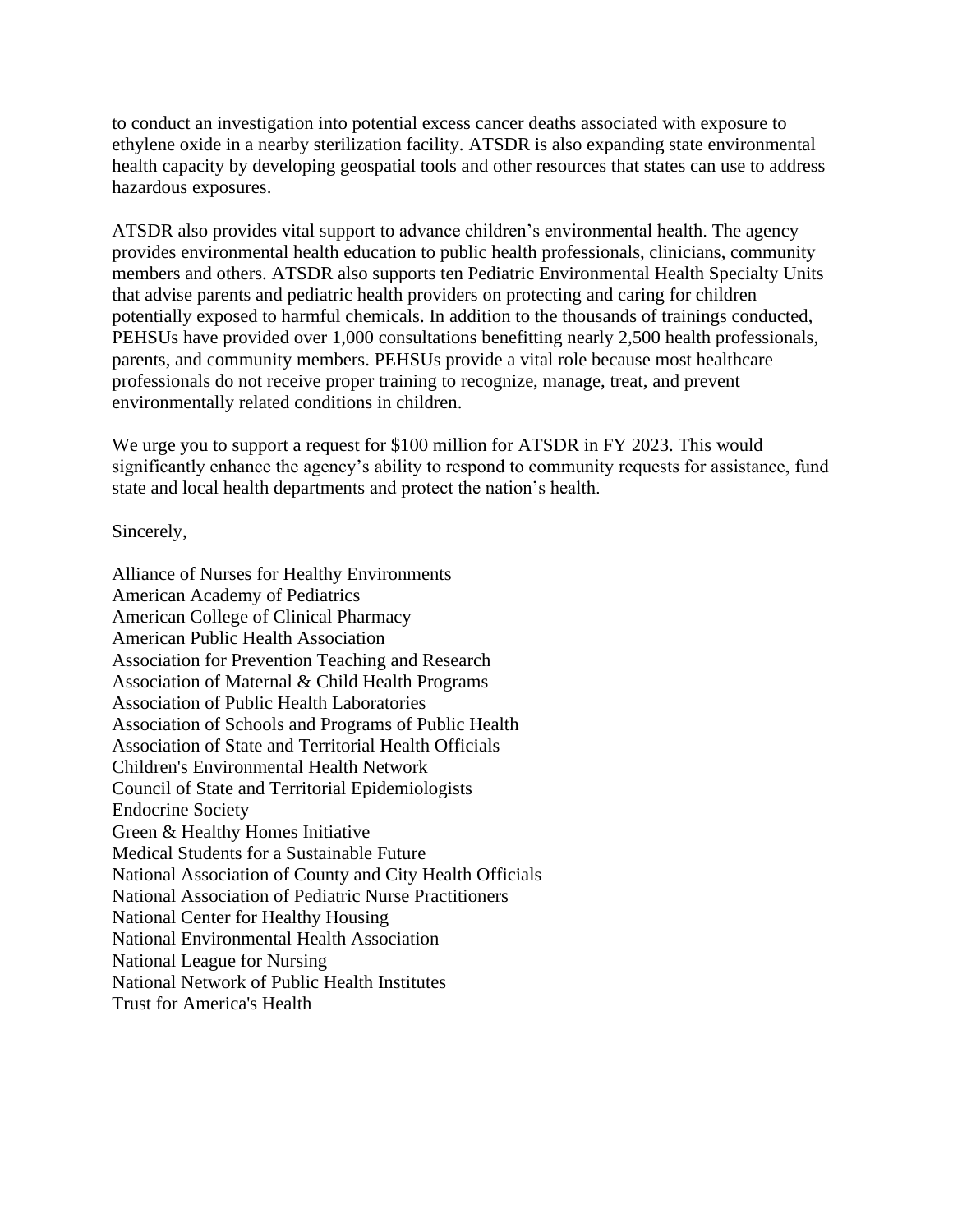to conduct an investigation into potential excess cancer deaths associated with exposure to ethylene oxide in a nearby sterilization facility. ATSDR is also expanding state environmental health capacity by developing geospatial tools and other resources that states can use to address hazardous exposures.

ATSDR also provides vital support to advance children's environmental health. The agency provides environmental health education to public health professionals, clinicians, community members and others. ATSDR also supports ten Pediatric Environmental Health Specialty Units that advise parents and pediatric health providers on protecting and caring for children potentially exposed to harmful chemicals. In addition to the thousands of trainings conducted, PEHSUs have provided over 1,000 consultations benefitting nearly 2,500 health professionals, parents, and community members. PEHSUs provide a vital role because most healthcare professionals do not receive proper training to recognize, manage, treat, and prevent environmentally related conditions in children.

We urge you to support a request for $100 million for ATSDR in FY 2023. This would significantly enhance the agency's ability to respond to community requests for assistance, fund state and local health departments and protect the nation's health.

Sincerely,

Alliance of Nurses for Healthy Environments  
American Academy of Pediatrics  
American College of Clinical Pharmacy  
American Public Health Association  
Association for Prevention Teaching and Research  
Association of Maternal & Child Health Programs  
Association of Public Health Laboratories  
Association of Schools and Programs of Public Health  
Association of State and Territorial Health Officials  
Children's Environmental Health Network  
Council of State and Territorial Epidemiologists  
Endocrine Society  
Green & Healthy Homes Initiative  
Medical Students for a Sustainable Future  
National Association of County and City Health Officials  
National Association of Pediatric Nurse Practitioners  
National Center for Healthy Housing  
National Environmental Health Association  
National League for Nursing  
National Network of Public Health Institutes  
Trust for America's Health